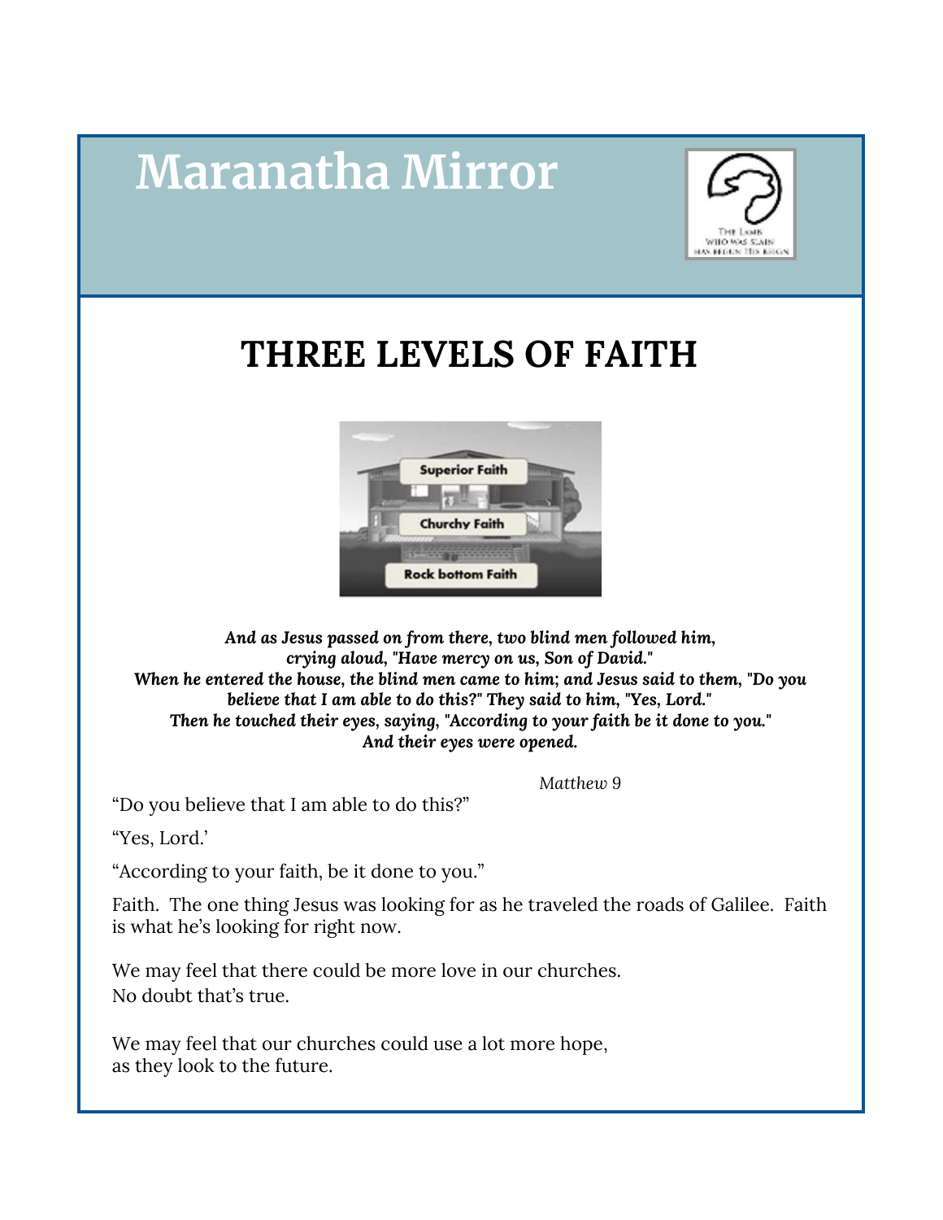# Maranatha Mirror

## THREE LEVELS OF FAITH

*And as Jesus passed on from there, two blind men followed him, crying aloud, "Have mercy on us, Son of David."*
*When he entered the house, the blind men came to him; and Jesus said to them, "Do you believe that I am able to do this?" They said to him, "Yes, Lord."*
*Then he touched their eyes, saying, "According to your faith be it done to you."*
*And their eyes were opened.*

*Matthew 9*

"Do you believe that I am able to do this?"

"Yes, Lord.'

"According to your faith, be it done to you."

Faith. The one thing Jesus was looking for as he traveled the roads of Galilee. Faith is what he's looking for right now.

We may feel that there could be more love in our churches.
No doubt that's true.

We may feel that our churches could use a lot more hope,
as they look to the future.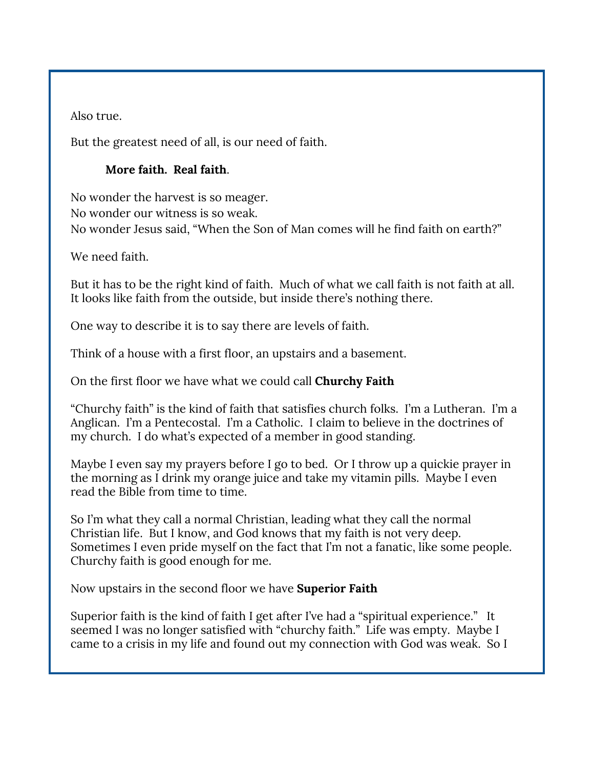Also true.

But the greatest need of all, is our need of faith.

**More faith. Real faith**.

No wonder the harvest is so meager.
No wonder our witness is so weak.
No wonder Jesus said, "When the Son of Man comes will he find faith on earth?"

We need faith.

But it has to be the right kind of faith. Much of what we call faith is not faith at all. It looks like faith from the outside, but inside there's nothing there.

One way to describe it is to say there are levels of faith.

Think of a house with a first floor, an upstairs and a basement.

On the first floor we have what we could call **Churchy Faith**

"Churchy faith" is the kind of faith that satisfies church folks. I'm a Lutheran. I'm a Anglican. I'm a Pentecostal. I'm a Catholic. I claim to believe in the doctrines of my church. I do what's expected of a member in good standing.

Maybe I even say my prayers before I go to bed. Or I throw up a quickie prayer in the morning as I drink my orange juice and take my vitamin pills. Maybe I even read the Bible from time to time.

So I'm what they call a normal Christian, leading what they call the normal Christian life. But I know, and God knows that my faith is not very deep. Sometimes I even pride myself on the fact that I'm not a fanatic, like some people. Churchy faith is good enough for me.

Now upstairs in the second floor we have **Superior Faith**

Superior faith is the kind of faith I get after I've had a "spiritual experience." It seemed I was no longer satisfied with "churchy faith." Life was empty. Maybe I came to a crisis in my life and found out my connection with God was weak. So I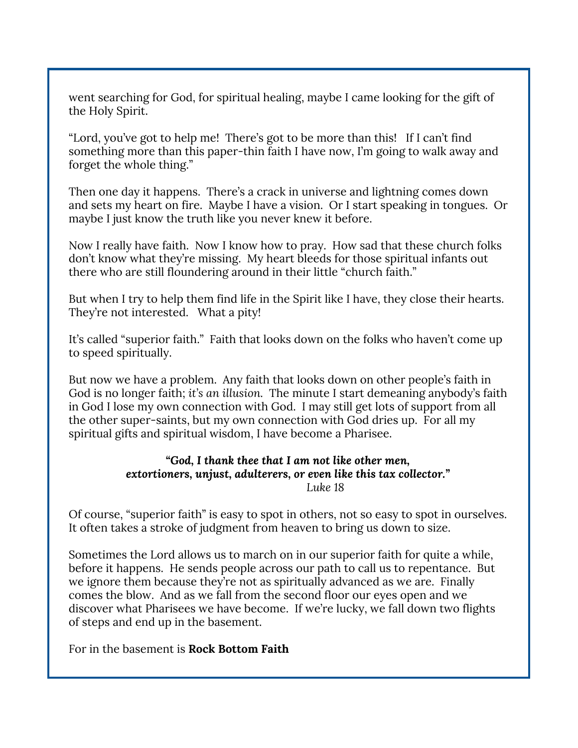went searching for God, for spiritual healing, maybe I came looking for the gift of the Holy Spirit.

"Lord, you've got to help me! There's got to be more than this! If I can't find something more than this paper-thin faith I have now, I'm going to walk away and forget the whole thing."

Then one day it happens. There's a crack in universe and lightning comes down and sets my heart on fire. Maybe I have a vision. Or I start speaking in tongues. Or maybe I just know the truth like you never knew it before.

Now I really have faith. Now I know how to pray. How sad that these church folks don't know what they're missing. My heart bleeds for those spiritual infants out there who are still floundering around in their little "church faith."

But when I try to help them find life in the Spirit like I have, they close their hearts. They're not interested. What a pity!

It's called "superior faith." Faith that looks down on the folks who haven't come up to speed spiritually.

But now we have a problem. Any faith that looks down on other people's faith in God is no longer faith; *it's an illusion.* The minute I start demeaning anybody's faith in God I lose my own connection with God. I may still get lots of support from all the other super-saints, but my own connection with God dries up. For all my spiritual gifts and spiritual wisdom, I have become a Pharisee.

***"God, I thank thee that I am not like other men, extortioners, unjust, adulterers, or even like this tax collector."***
*Luke 18*

Of course, "superior faith" is easy to spot in others, not so easy to spot in ourselves. It often takes a stroke of judgment from heaven to bring us down to size.

Sometimes the Lord allows us to march on in our superior faith for quite a while, before it happens. He sends people across our path to call us to repentance. But we ignore them because they're not as spiritually advanced as we are. Finally comes the blow. And as we fall from the second floor our eyes open and we discover what Pharisees we have become. If we're lucky, we fall down two flights of steps and end up in the basement.

For in the basement is **Rock Bottom Faith**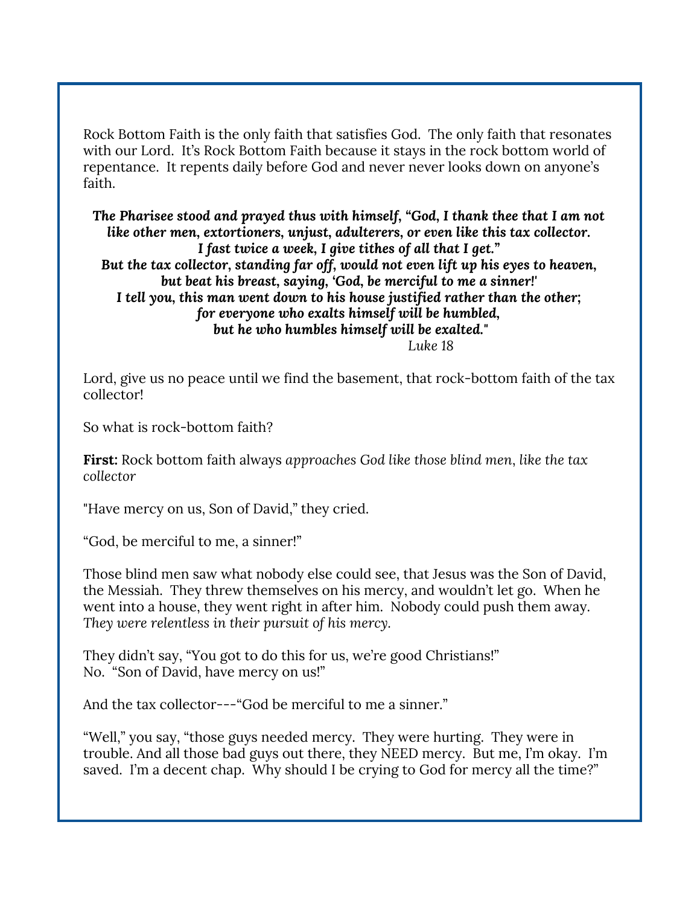Rock Bottom Faith is the only faith that satisfies God. The only faith that resonates with our Lord. It's Rock Bottom Faith because it stays in the rock bottom world of repentance. It repents daily before God and never never looks down on anyone's faith.

***The Pharisee stood and prayed thus with himself, "God, I thank thee that I am not like other men, extortioners, unjust, adulterers, or even like this tax collector. I fast twice a week, I give tithes of all that I get." But the tax collector, standing far off, would not even lift up his eyes to heaven, but beat his breast, saying, 'God, be merciful to me a sinner!' I tell you, this man went down to his house justified rather than the other; for everyone who exalts himself will be humbled, but he who humbles himself will be exalted."***

*Luke 18*

Lord, give us no peace until we find the basement, that rock-bottom faith of the tax collector!

So what is rock-bottom faith?

**First:** Rock bottom faith always *approaches God like those blind men, like the tax collector*

"Have mercy on us, Son of David," they cried.

"God, be merciful to me, a sinner!"

Those blind men saw what nobody else could see, that Jesus was the Son of David, the Messiah. They threw themselves on his mercy, and wouldn't let go. When he went into a house, they went right in after him. Nobody could push them away. *They were relentless in their pursuit of his mercy.*

They didn't say, "You got to do this for us, we're good Christians!"
No. "Son of David, have mercy on us!"

And the tax collector---"God be merciful to me a sinner."

"Well," you say, "those guys needed mercy. They were hurting. They were in trouble. And all those bad guys out there, they NEED mercy. But me, I'm okay. I'm saved. I'm a decent chap. Why should I be crying to God for mercy all the time?"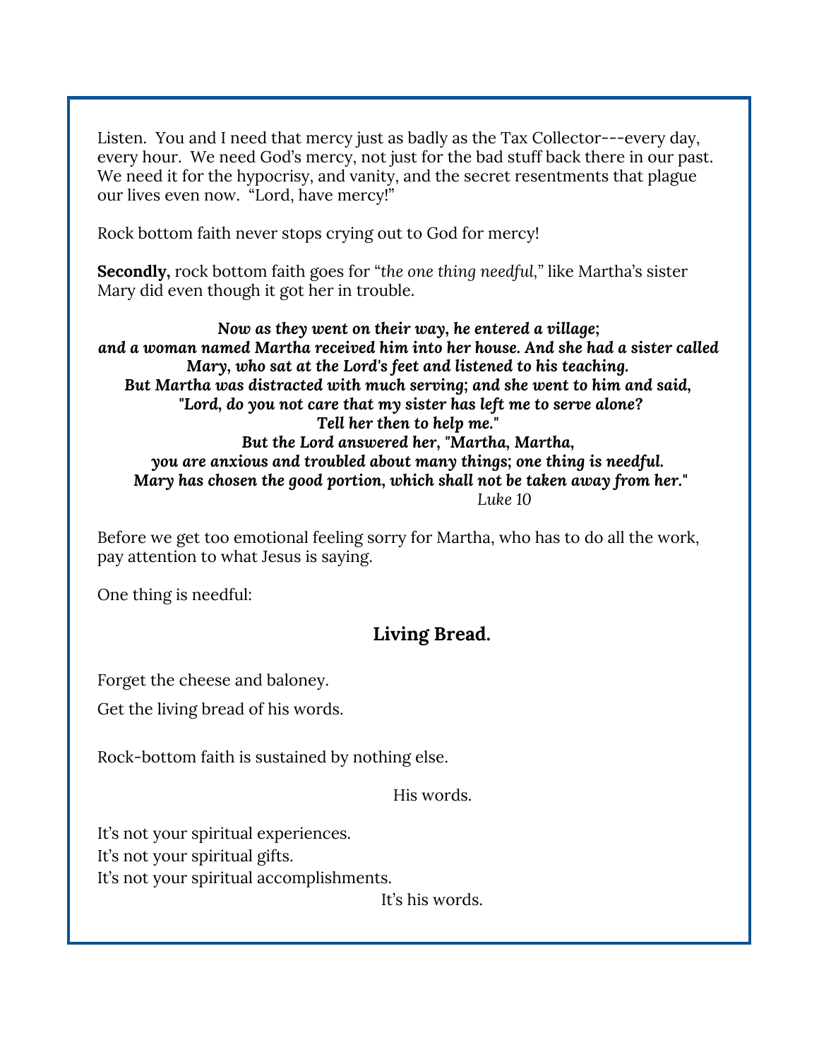Listen. You and I need that mercy just as badly as the Tax Collector---every day, every hour. We need God's mercy, not just for the bad stuff back there in our past. We need it for the hypocrisy, and vanity, and the secret resentments that plague our lives even now. "Lord, have mercy!"

Rock bottom faith never stops crying out to God for mercy!

**Secondly,** rock bottom faith goes for "*the one thing needful,*" like Martha's sister Mary did even though it got her in trouble.

***Now as they went on their way, he entered a village;***
***and a woman named Martha received him into her house. And she had a sister called Mary, who sat at the Lord's feet and listened to his teaching.***
***But Martha was distracted with much serving; and she went to him and said,***
***"Lord, do you not care that my sister has left me to serve alone?***
***Tell her then to help me."***
***But the Lord answered her, "Martha, Martha,***
***you are anxious and troubled about many things; one thing is needful.***
***Mary has chosen the good portion, which shall not be taken away from her."***
*Luke 10*

Before we get too emotional feeling sorry for Martha, who has to do all the work, pay attention to what Jesus is saying.

One thing is needful:

**Living Bread.**

Forget the cheese and baloney.

Get the living bread of his words.

Rock-bottom faith is sustained by nothing else.

His words.

It's not your spiritual experiences.
It's not your spiritual gifts.
It's not your spiritual accomplishments.

It's his words.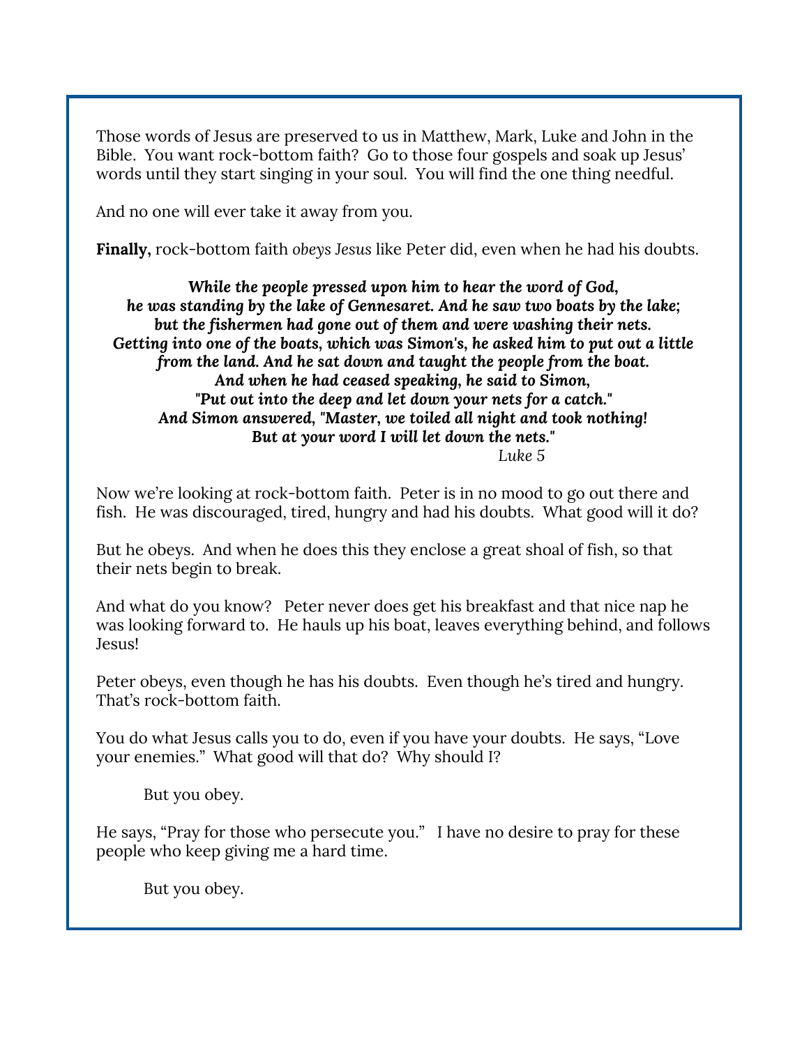Those words of Jesus are preserved to us in Matthew, Mark, Luke and John in the Bible. You want rock-bottom faith? Go to those four gospels and soak up Jesus' words until they start singing in your soul. You will find the one thing needful.

And no one will ever take it away from you.

**Finally,** rock-bottom faith *obeys Jesus* like Peter did, even when he had his doubts.

> ***While the people pressed upon him to hear the word of God, he was standing by the lake of Gennesaret. And he saw two boats by the lake; but the fishermen had gone out of them and were washing their nets. Getting into one of the boats, which was Simon's, he asked him to put out a little from the land. And he sat down and taught the people from the boat. And when he had ceased speaking, he said to Simon, "Put out into the deep and let down your nets for a catch." And Simon answered, "Master, we toiled all night and took nothing! But at your word I will let down the nets."***
>
> *Luke 5*

Now we're looking at rock-bottom faith. Peter is in no mood to go out there and fish. He was discouraged, tired, hungry and had his doubts. What good will it do?

But he obeys. And when he does this they enclose a great shoal of fish, so that their nets begin to break.

And what do you know? Peter never does get his breakfast and that nice nap he was looking forward to. He hauls up his boat, leaves everything behind, and follows Jesus!

Peter obeys, even though he has his doubts. Even though he's tired and hungry. That's rock-bottom faith.

You do what Jesus calls you to do, even if you have your doubts. He says, "Love your enemies." What good will that do? Why should I?

But you obey.

He says, "Pray for those who persecute you." I have no desire to pray for these people who keep giving me a hard time.

But you obey.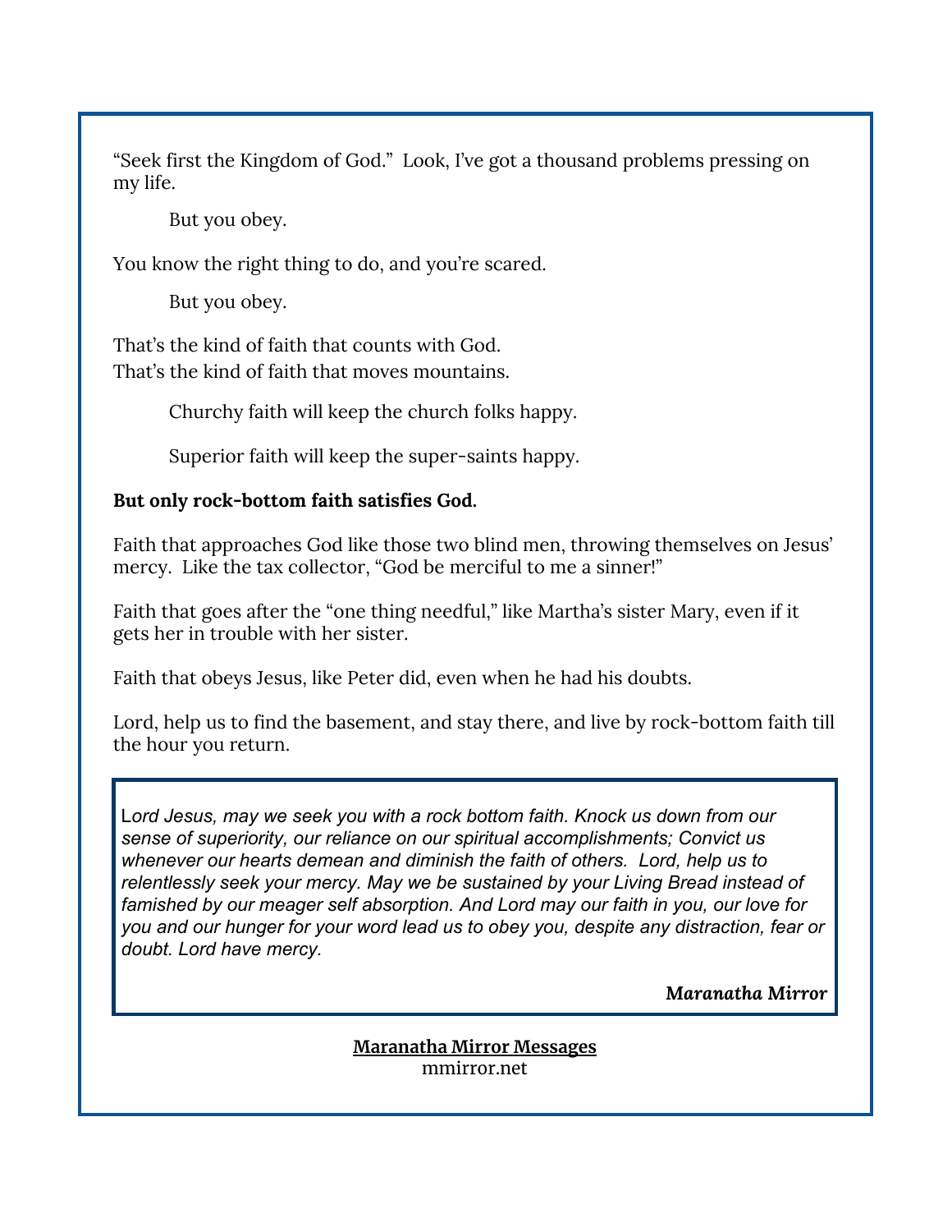"Seek first the Kingdom of God." Look, I've got a thousand problems pressing on my life.

But you obey.

You know the right thing to do, and you're scared.

But you obey.

That's the kind of faith that counts with God.
That's the kind of faith that moves mountains.

Churchy faith will keep the church folks happy.

Superior faith will keep the super-saints happy.

**But only rock-bottom faith satisfies God.**

Faith that approaches God like those two blind men, throwing themselves on Jesus' mercy. Like the tax collector, "God be merciful to me a sinner!"

Faith that goes after the "one thing needful," like Martha's sister Mary, even if it gets her in trouble with her sister.

Faith that obeys Jesus, like Peter did, even when he had his doubts.

Lord, help us to find the basement, and stay there, and live by rock-bottom faith till the hour you return.

*Lord Jesus, may we seek you with a rock bottom faith. Knock us down from our sense of superiority, our reliance on our spiritual accomplishments; Convict us whenever our hearts demean and diminish the faith of others. Lord, help us to relentlessly seek your mercy. May we be sustained by your Living Bread instead of famished by our meager self absorption. And Lord may our faith in you, our love for you and our hunger for your word lead us to obey you, despite any distraction, fear or doubt. Lord have mercy.*

***Maranatha Mirror***

**Maranatha Mirror Messages**
mmirror.net